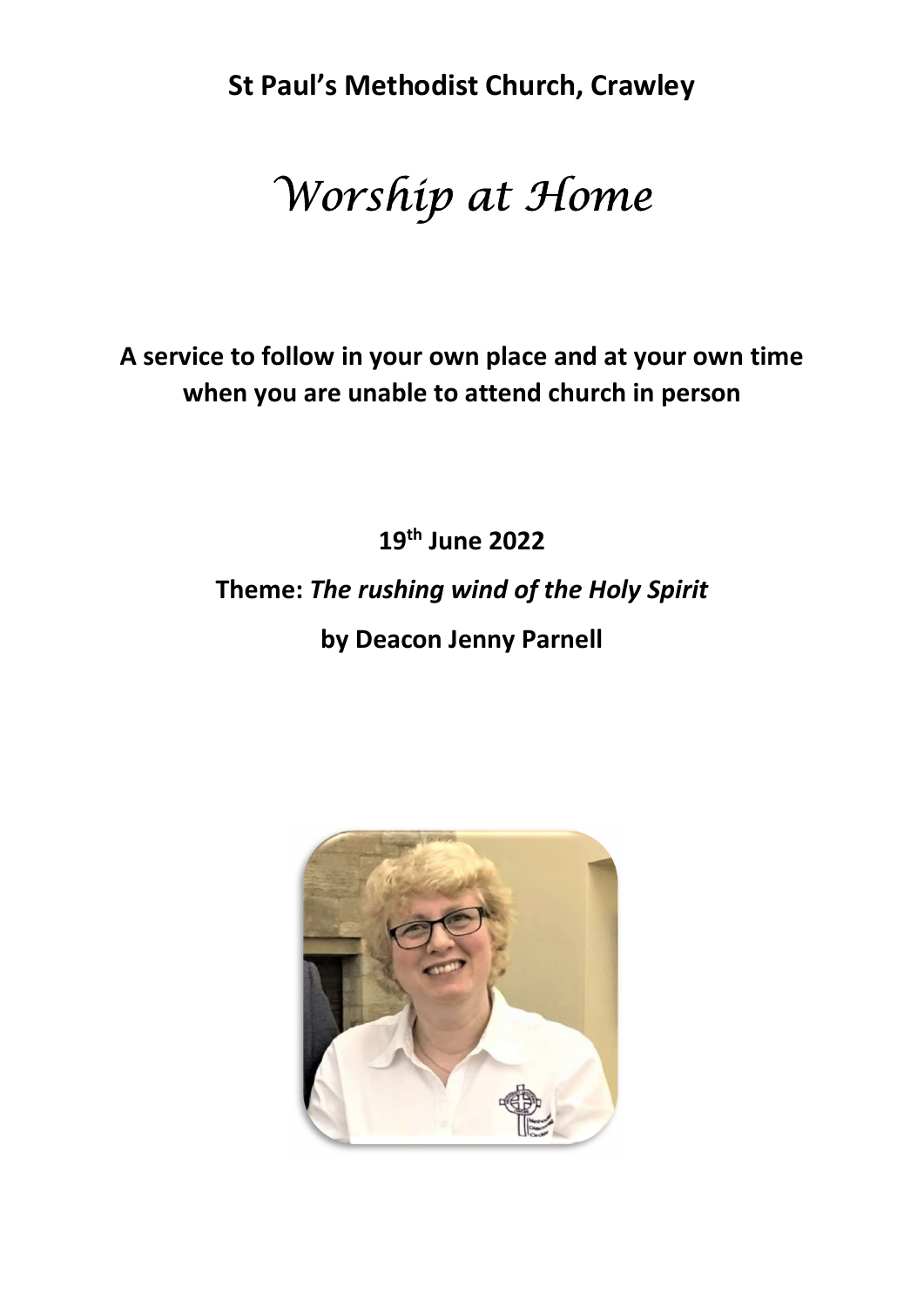**St Paul's Methodist Church, Crawley**

# *Worship at Home*

**A service to follow in your own place and at your own time when you are unable to attend church in person**

**19th June 2022**

**Theme:** ***The rushing wind of the Holy Spirit***

**by Deacon Jenny Parnell**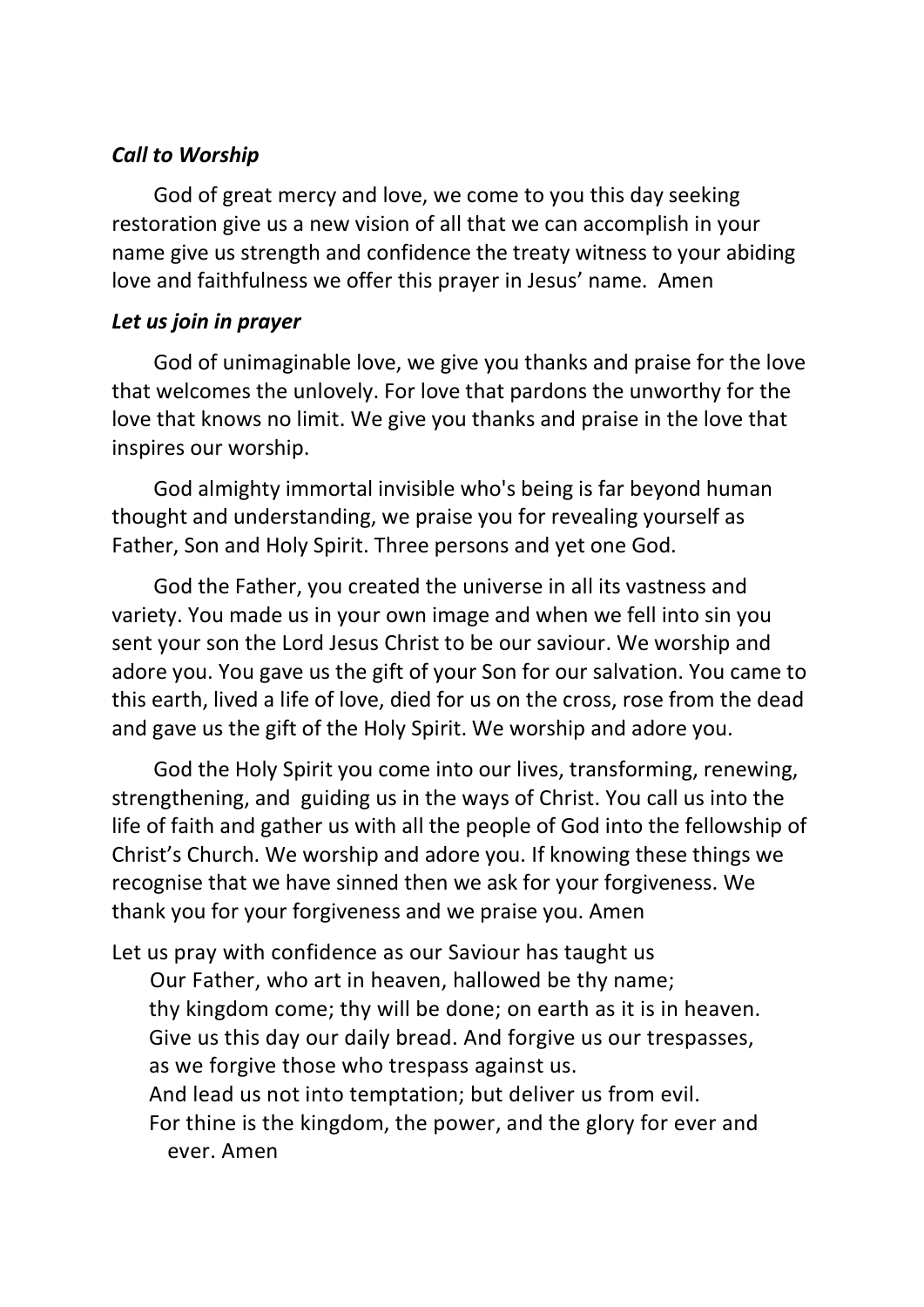***Call to Worship***

God of great mercy and love, we come to you this day seeking restoration give us a new vision of all that we can accomplish in your name give us strength and confidence the treaty witness to your abiding love and faithfulness we offer this prayer in Jesus' name. Amen

***Let us join in prayer***

God of unimaginable love, we give you thanks and praise for the love that welcomes the unlovely. For love that pardons the unworthy for the love that knows no limit. We give you thanks and praise in the love that inspires our worship.

God almighty immortal invisible who's being is far beyond human thought and understanding, we praise you for revealing yourself as Father, Son and Holy Spirit. Three persons and yet one God.

God the Father, you created the universe in all its vastness and variety. You made us in your own image and when we fell into sin you sent your son the Lord Jesus Christ to be our saviour. We worship and adore you. You gave us the gift of your Son for our salvation. You came to this earth, lived a life of love, died for us on the cross, rose from the dead and gave us the gift of the Holy Spirit. We worship and adore you.

God the Holy Spirit you come into our lives, transforming, renewing, strengthening, and guiding us in the ways of Christ. You call us into the life of faith and gather us with all the people of God into the fellowship of Christ's Church. We worship and adore you. If knowing these things we recognise that we have sinned then we ask for your forgiveness. We thank you for your forgiveness and we praise you. Amen

Let us pray with confidence as our Saviour has taught us

Our Father, who art in heaven, hallowed be thy name;
thy kingdom come; thy will be done; on earth as it is in heaven.
Give us this day our daily bread. And forgive us our trespasses,
as we forgive those who trespass against us.
And lead us not into temptation; but deliver us from evil.
For thine is the kingdom, the power, and the glory for ever and ever. Amen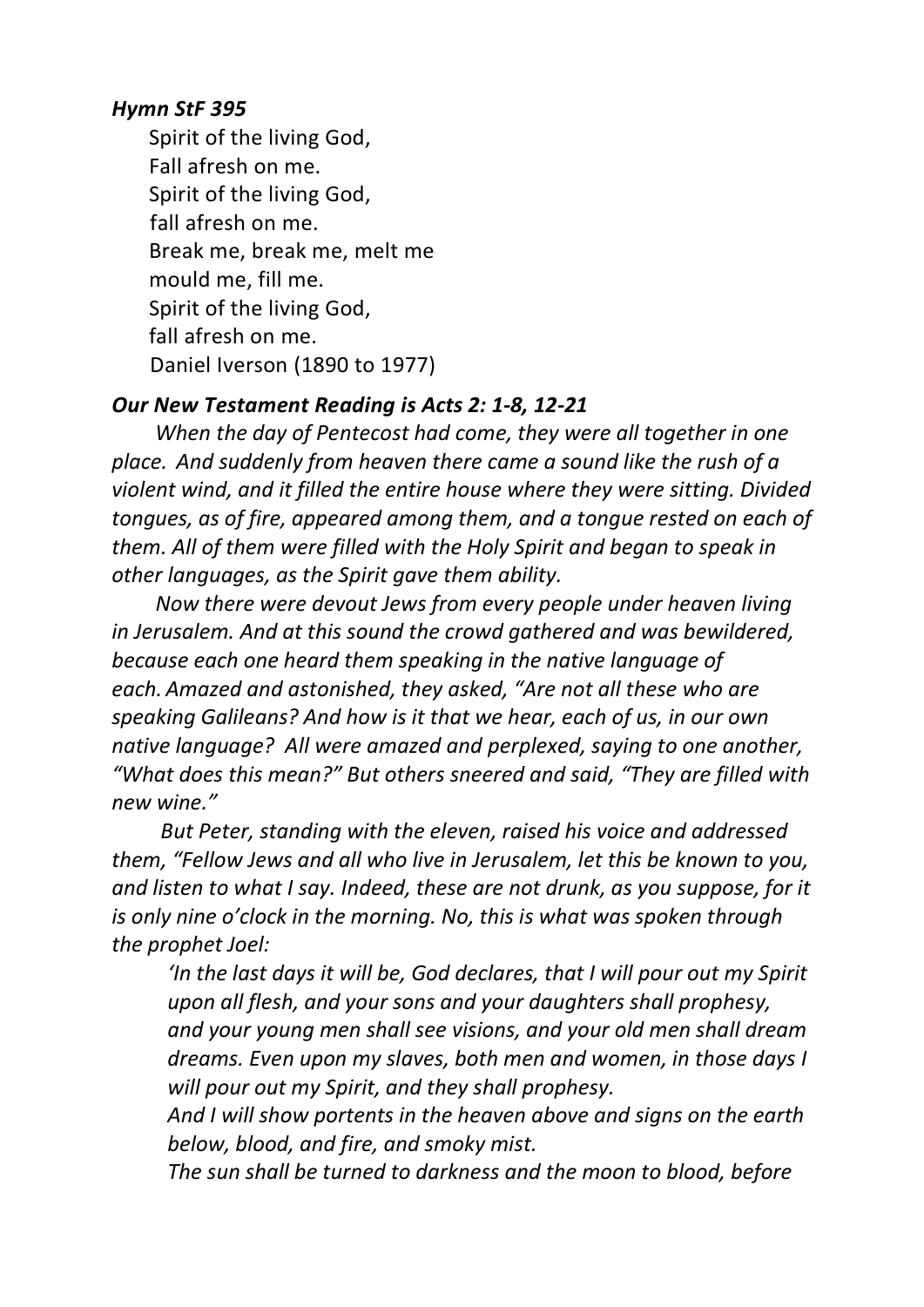***Hymn StF 395***

Spirit of the living God,
Fall afresh on me.
Spirit of the living God,
fall afresh on me.
Break me, break me, melt me
mould me, fill me.
Spirit of the living God,
fall afresh on me.
Daniel Iverson (1890 to 1977)

***Our New Testament Reading is Acts 2: 1-8, 12-21***

*When the day of Pentecost had come, they were all together in one place. And suddenly from heaven there came a sound like the rush of a violent wind, and it filled the entire house where they were sitting. Divided tongues, as of fire, appeared among them, and a tongue rested on each of them. All of them were filled with the Holy Spirit and began to speak in other languages, as the Spirit gave them ability.*

*Now there were devout Jews from every people under heaven living in Jerusalem. And at this sound the crowd gathered and was bewildered, because each one heard them speaking in the native language of each. Amazed and astonished, they asked, "Are not all these who are speaking Galileans? And how is it that we hear, each of us, in our own native language? All were amazed and perplexed, saying to one another, "What does this mean?" But others sneered and said, "They are filled with new wine."*

*But Peter, standing with the eleven, raised his voice and addressed them, "Fellow Jews and all who live in Jerusalem, let this be known to you, and listen to what I say. Indeed, these are not drunk, as you suppose, for it is only nine o'clock in the morning. No, this is what was spoken through the prophet Joel:*

> *'In the last days it will be, God declares, that I will pour out my Spirit upon all flesh, and your sons and your daughters shall prophesy, and your young men shall see visions, and your old men shall dream dreams. Even upon my slaves, both men and women, in those days I will pour out my Spirit, and they shall prophesy.*
>
> *And I will show portents in the heaven above and signs on the earth below, blood, and fire, and smoky mist.*
>
> *The sun shall be turned to darkness and the moon to blood, before*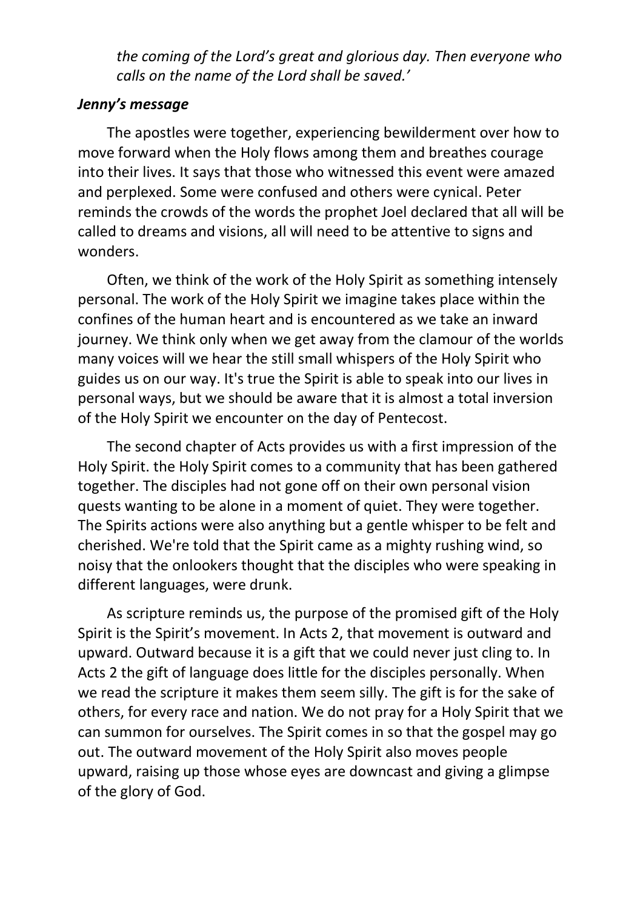*the coming of the Lord's great and glorious day. Then everyone who calls on the name of the Lord shall be saved.'*

***Jenny's message***

The apostles were together, experiencing bewilderment over how to move forward when the Holy flows among them and breathes courage into their lives. It says that those who witnessed this event were amazed and perplexed. Some were confused and others were cynical. Peter reminds the crowds of the words the prophet Joel declared that all will be called to dreams and visions, all will need to be attentive to signs and wonders.

Often, we think of the work of the Holy Spirit as something intensely personal. The work of the Holy Spirit we imagine takes place within the confines of the human heart and is encountered as we take an inward journey. We think only when we get away from the clamour of the worlds many voices will we hear the still small whispers of the Holy Spirit who guides us on our way. It's true the Spirit is able to speak into our lives in personal ways, but we should be aware that it is almost a total inversion of the Holy Spirit we encounter on the day of Pentecost.

The second chapter of Acts provides us with a first impression of the Holy Spirit. the Holy Spirit comes to a community that has been gathered together. The disciples had not gone off on their own personal vision quests wanting to be alone in a moment of quiet. They were together. The Spirits actions were also anything but a gentle whisper to be felt and cherished. We're told that the Spirit came as a mighty rushing wind, so noisy that the onlookers thought that the disciples who were speaking in different languages, were drunk.

As scripture reminds us, the purpose of the promised gift of the Holy Spirit is the Spirit's movement. In Acts 2, that movement is outward and upward. Outward because it is a gift that we could never just cling to. In Acts 2 the gift of language does little for the disciples personally. When we read the scripture it makes them seem silly. The gift is for the sake of others, for every race and nation. We do not pray for a Holy Spirit that we can summon for ourselves. The Spirit comes in so that the gospel may go out. The outward movement of the Holy Spirit also moves people upward, raising up those whose eyes are downcast and giving a glimpse of the glory of God.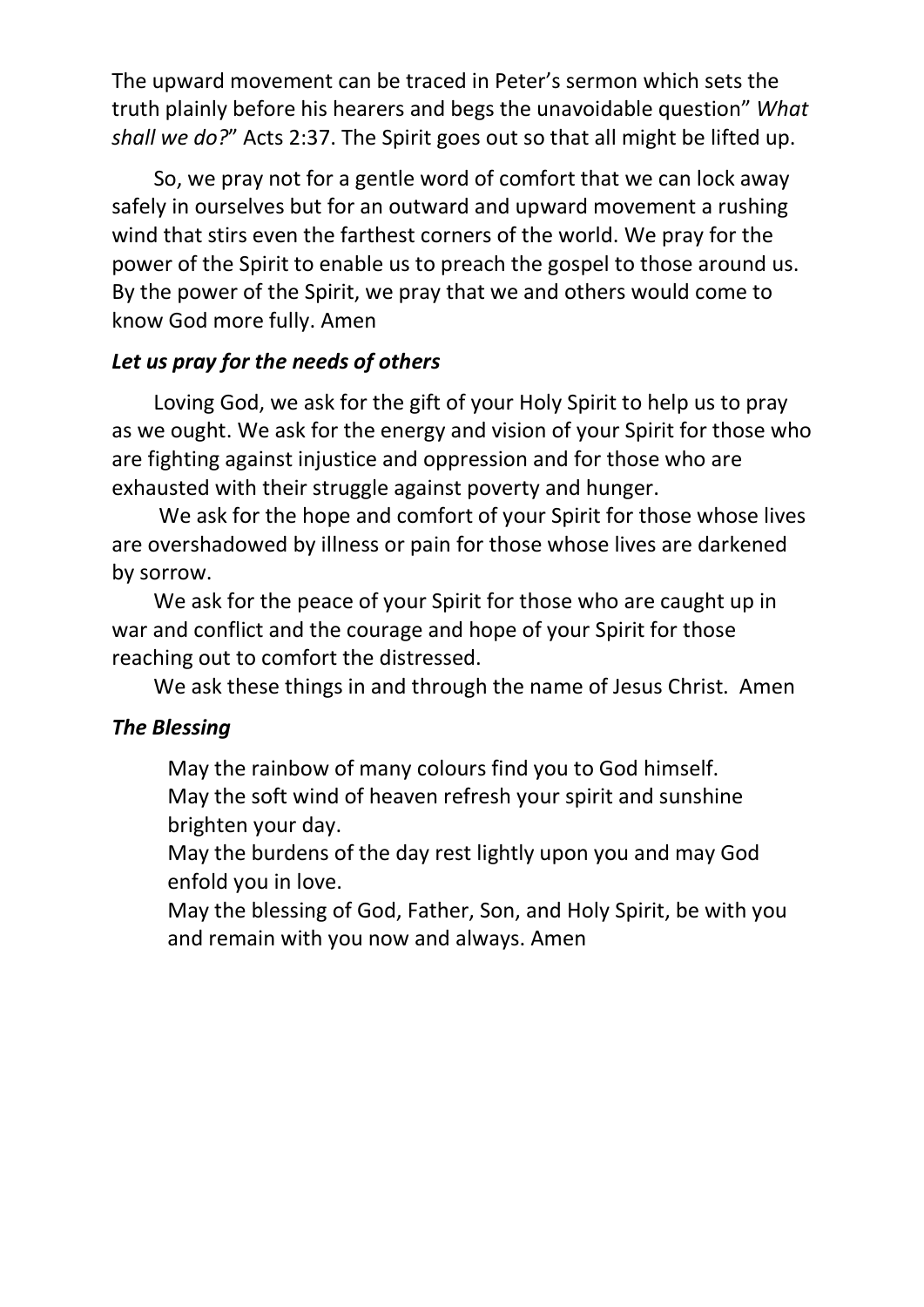The upward movement can be traced in Peter's sermon which sets the truth plainly before his hearers and begs the unavoidable question" *What shall we do?*" Acts 2:37. The Spirit goes out so that all might be lifted up.

So, we pray not for a gentle word of comfort that we can lock away safely in ourselves but for an outward and upward movement a rushing wind that stirs even the farthest corners of the world. We pray for the power of the Spirit to enable us to preach the gospel to those around us. By the power of the Spirit, we pray that we and others would come to know God more fully. Amen

***Let us pray for the needs of others***

Loving God, we ask for the gift of your Holy Spirit to help us to pray as we ought. We ask for the energy and vision of your Spirit for those who are fighting against injustice and oppression and for those who are exhausted with their struggle against poverty and hunger.

We ask for the hope and comfort of your Spirit for those whose lives are overshadowed by illness or pain for those whose lives are darkened by sorrow.

We ask for the peace of your Spirit for those who are caught up in war and conflict and the courage and hope of your Spirit for those reaching out to comfort the distressed.

We ask these things in and through the name of Jesus Christ. Amen

***The Blessing***

May the rainbow of many colours find you to God himself.
May the soft wind of heaven refresh your spirit and sunshine brighten your day.
May the burdens of the day rest lightly upon you and may God enfold you in love.
May the blessing of God, Father, Son, and Holy Spirit, be with you and remain with you now and always. Amen